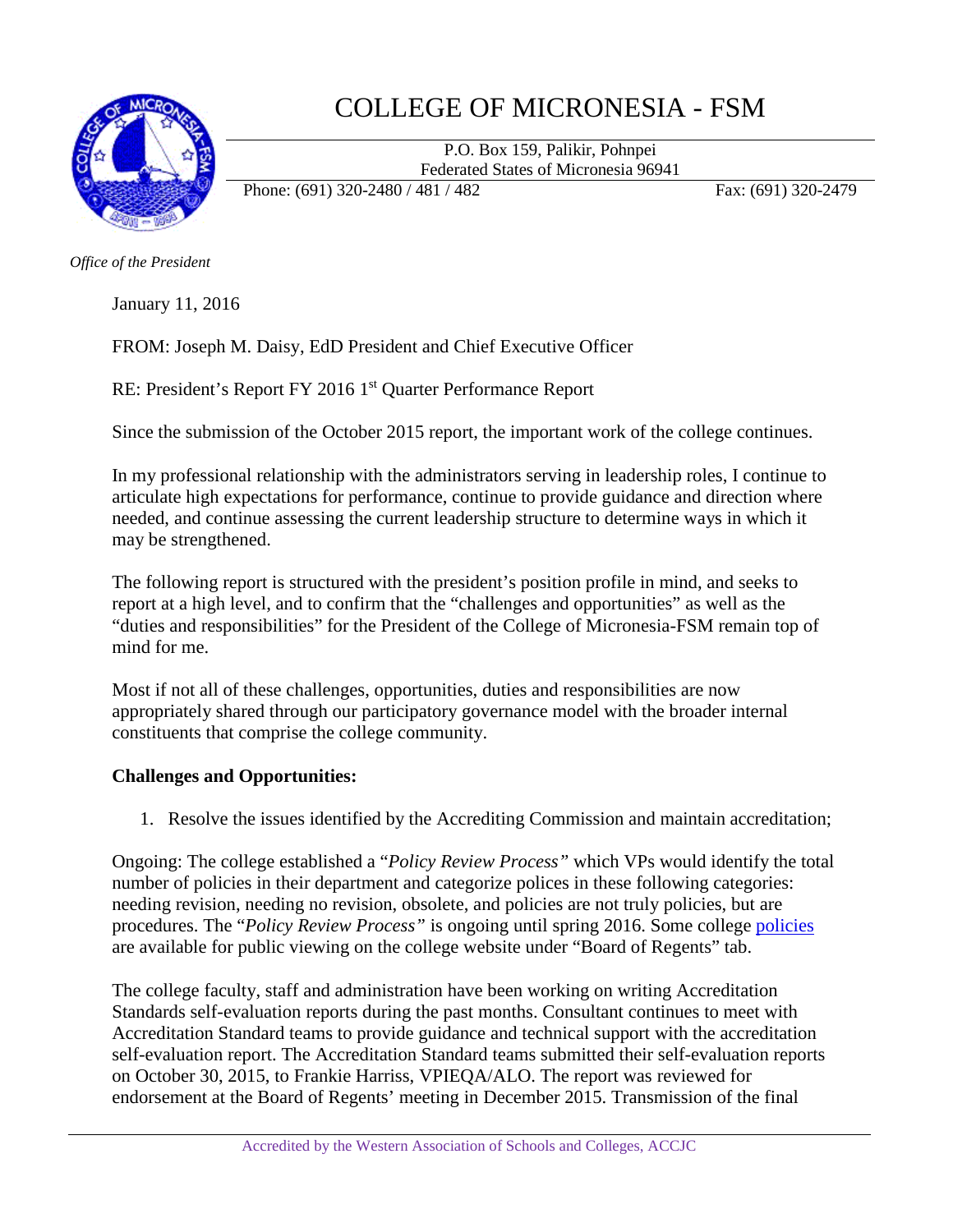# COLLEGE OF MICRONESIA - FSM

P.O. Box 159, Palikir, Pohnpei
Federated States of Micronesia 96941

Phone: (691) 320-2480 / 481 / 482 Fax: (691) 320-2479

*Office of the President*

January 11, 2016

FROM: Joseph M. Daisy, EdD President and Chief Executive Officer

RE: President's Report FY 2016 1st Quarter Performance Report

Since the submission of the October 2015 report, the important work of the college continues.

In my professional relationship with the administrators serving in leadership roles, I continue to articulate high expectations for performance, continue to provide guidance and direction where needed, and continue assessing the current leadership structure to determine ways in which it may be strengthened.

The following report is structured with the president's position profile in mind, and seeks to report at a high level, and to confirm that the "challenges and opportunities" as well as the "duties and responsibilities" for the President of the College of Micronesia-FSM remain top of mind for me.

Most if not all of these challenges, opportunities, duties and responsibilities are now appropriately shared through our participatory governance model with the broader internal constituents that comprise the college community.

**Challenges and Opportunities:**

1. Resolve the issues identified by the Accrediting Commission and maintain accreditation;

Ongoing: The college established a "*Policy Review Process*" which VPs would identify the total number of policies in their department and categorize polices in these following categories: needing revision, needing no revision, obsolete, and policies are not truly policies, but are procedures. The "*Policy Review Process*" is ongoing until spring 2016. Some college policies are available for public viewing on the college website under "Board of Regents" tab.

The college faculty, staff and administration have been working on writing Accreditation Standards self-evaluation reports during the past months. Consultant continues to meet with Accreditation Standard teams to provide guidance and technical support with the accreditation self-evaluation report. The Accreditation Standard teams submitted their self-evaluation reports on October 30, 2015, to Frankie Harriss, VPIEQA/ALO. The report was reviewed for endorsement at the Board of Regents' meeting in December 2015. Transmission of the final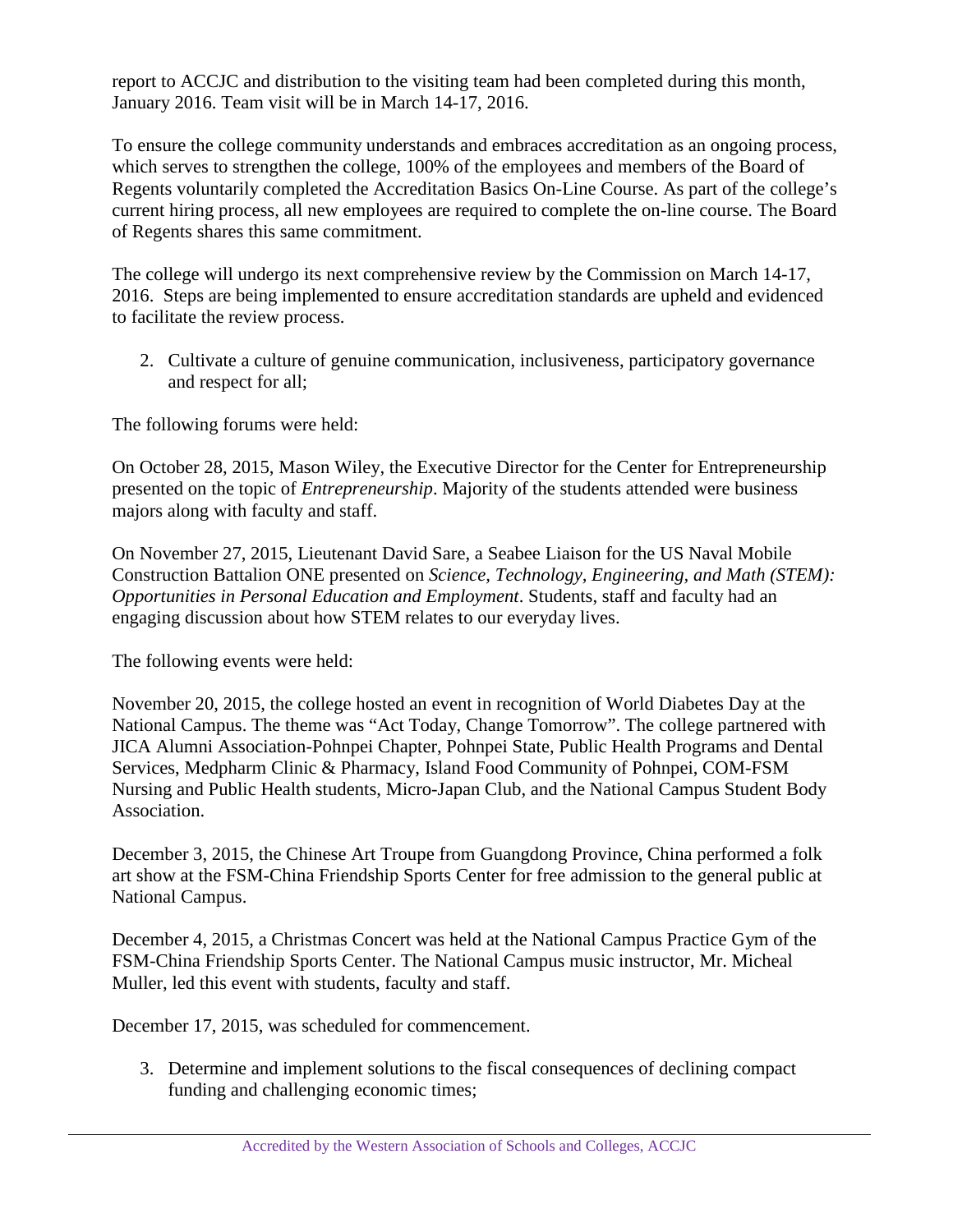report to ACCJC and distribution to the visiting team had been completed during this month, January 2016. Team visit will be in March 14-17, 2016.

To ensure the college community understands and embraces accreditation as an ongoing process, which serves to strengthen the college, 100% of the employees and members of the Board of Regents voluntarily completed the Accreditation Basics On-Line Course. As part of the college's current hiring process, all new employees are required to complete the on-line course. The Board of Regents shares this same commitment.

The college will undergo its next comprehensive review by the Commission on March 14-17, 2016. Steps are being implemented to ensure accreditation standards are upheld and evidenced to facilitate the review process.

2. Cultivate a culture of genuine communication, inclusiveness, participatory governance and respect for all;

The following forums were held:

On October 28, 2015, Mason Wiley, the Executive Director for the Center for Entrepreneurship presented on the topic of *Entrepreneurship*. Majority of the students attended were business majors along with faculty and staff.

On November 27, 2015, Lieutenant David Sare, a Seabee Liaison for the US Naval Mobile Construction Battalion ONE presented on *Science, Technology, Engineering, and Math (STEM): Opportunities in Personal Education and Employment*. Students, staff and faculty had an engaging discussion about how STEM relates to our everyday lives.

The following events were held:

November 20, 2015, the college hosted an event in recognition of World Diabetes Day at the National Campus. The theme was "Act Today, Change Tomorrow". The college partnered with JICA Alumni Association-Pohnpei Chapter, Pohnpei State, Public Health Programs and Dental Services, Medpharm Clinic & Pharmacy, Island Food Community of Pohnpei, COM-FSM Nursing and Public Health students, Micro-Japan Club, and the National Campus Student Body Association.

December 3, 2015, the Chinese Art Troupe from Guangdong Province, China performed a folk art show at the FSM-China Friendship Sports Center for free admission to the general public at National Campus.

December 4, 2015, a Christmas Concert was held at the National Campus Practice Gym of the FSM-China Friendship Sports Center. The National Campus music instructor, Mr. Micheal Muller, led this event with students, faculty and staff.

December 17, 2015, was scheduled for commencement.

3. Determine and implement solutions to the fiscal consequences of declining compact funding and challenging economic times;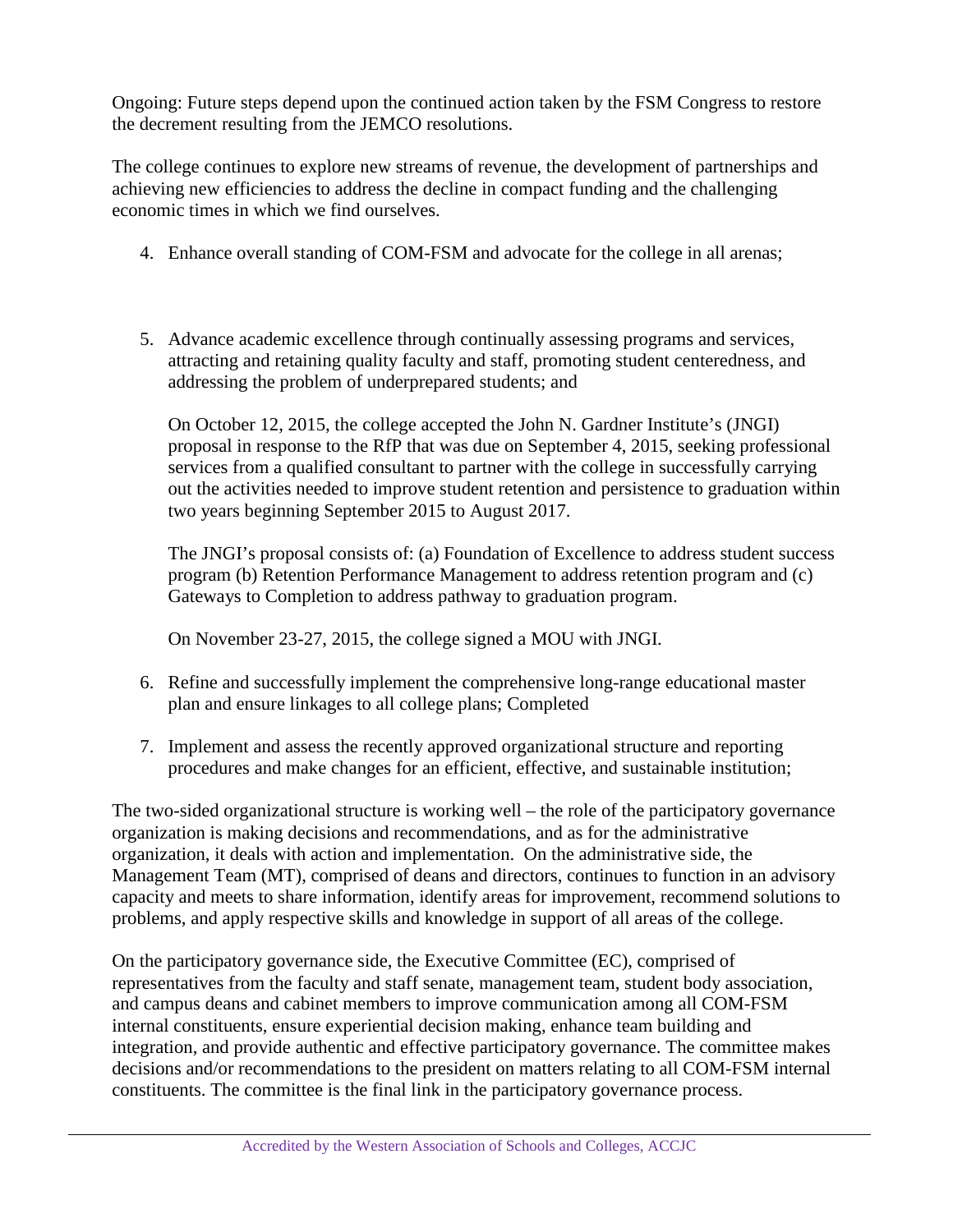Ongoing: Future steps depend upon the continued action taken by the FSM Congress to restore the decrement resulting from the JEMCO resolutions.

The college continues to explore new streams of revenue, the development of partnerships and achieving new efficiencies to address the decline in compact funding and the challenging economic times in which we find ourselves.

4. Enhance overall standing of COM-FSM and advocate for the college in all arenas;

5. Advance academic excellence through continually assessing programs and services, attracting and retaining quality faculty and staff, promoting student centeredness, and addressing the problem of underprepared students; and

   On October 12, 2015, the college accepted the John N. Gardner Institute's (JNGI) proposal in response to the RfP that was due on September 4, 2015, seeking professional services from a qualified consultant to partner with the college in successfully carrying out the activities needed to improve student retention and persistence to graduation within two years beginning September 2015 to August 2017.

   The JNGI's proposal consists of: (a) Foundation of Excellence to address student success program (b) Retention Performance Management to address retention program and (c) Gateways to Completion to address pathway to graduation program.

   On November 23-27, 2015, the college signed a MOU with JNGI.

6. Refine and successfully implement the comprehensive long-range educational master plan and ensure linkages to all college plans; Completed

7. Implement and assess the recently approved organizational structure and reporting procedures and make changes for an efficient, effective, and sustainable institution;

The two-sided organizational structure is working well – the role of the participatory governance organization is making decisions and recommendations, and as for the administrative organization, it deals with action and implementation. On the administrative side, the Management Team (MT), comprised of deans and directors, continues to function in an advisory capacity and meets to share information, identify areas for improvement, recommend solutions to problems, and apply respective skills and knowledge in support of all areas of the college.

On the participatory governance side, the Executive Committee (EC), comprised of representatives from the faculty and staff senate, management team, student body association, and campus deans and cabinet members to improve communication among all COM-FSM internal constituents, ensure experiential decision making, enhance team building and integration, and provide authentic and effective participatory governance. The committee makes decisions and/or recommendations to the president on matters relating to all COM-FSM internal constituents. The committee is the final link in the participatory governance process.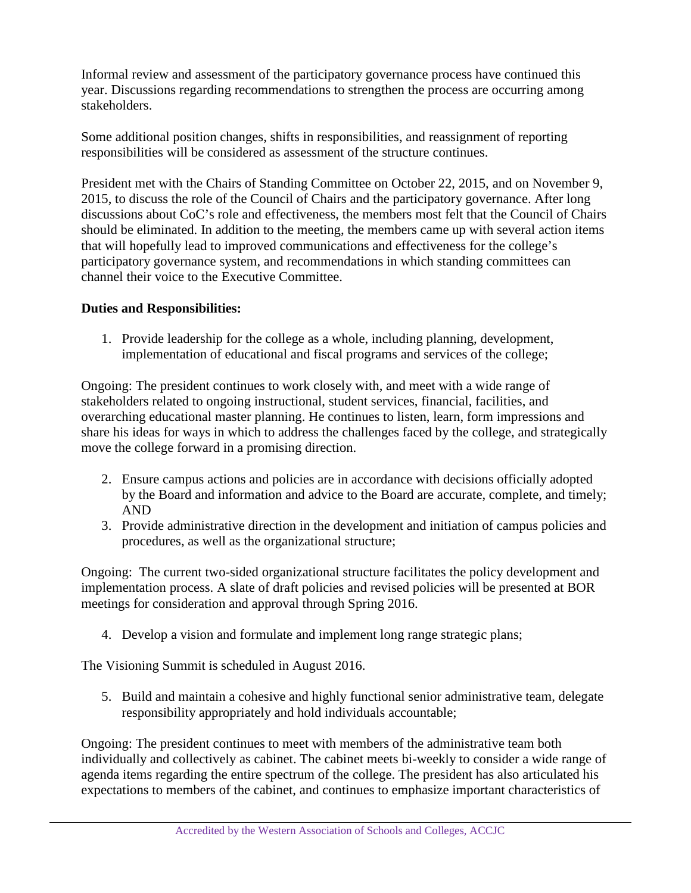Informal review and assessment of the participatory governance process have continued this year. Discussions regarding recommendations to strengthen the process are occurring among stakeholders.

Some additional position changes, shifts in responsibilities, and reassignment of reporting responsibilities will be considered as assessment of the structure continues.

President met with the Chairs of Standing Committee on October 22, 2015, and on November 9, 2015, to discuss the role of the Council of Chairs and the participatory governance. After long discussions about CoC's role and effectiveness, the members most felt that the Council of Chairs should be eliminated. In addition to the meeting, the members came up with several action items that will hopefully lead to improved communications and effectiveness for the college's participatory governance system, and recommendations in which standing committees can channel their voice to the Executive Committee.

**Duties and Responsibilities:**

1. Provide leadership for the college as a whole, including planning, development, implementation of educational and fiscal programs and services of the college;

Ongoing: The president continues to work closely with, and meet with a wide range of stakeholders related to ongoing instructional, student services, financial, facilities, and overarching educational master planning. He continues to listen, learn, form impressions and share his ideas for ways in which to address the challenges faced by the college, and strategically move the college forward in a promising direction.

2. Ensure campus actions and policies are in accordance with decisions officially adopted by the Board and information and advice to the Board are accurate, complete, and timely; AND
3. Provide administrative direction in the development and initiation of campus policies and procedures, as well as the organizational structure;

Ongoing: The current two-sided organizational structure facilitates the policy development and implementation process. A slate of draft policies and revised policies will be presented at BOR meetings for consideration and approval through Spring 2016.

4. Develop a vision and formulate and implement long range strategic plans;

The Visioning Summit is scheduled in August 2016.

5. Build and maintain a cohesive and highly functional senior administrative team, delegate responsibility appropriately and hold individuals accountable;

Ongoing: The president continues to meet with members of the administrative team both individually and collectively as cabinet. The cabinet meets bi-weekly to consider a wide range of agenda items regarding the entire spectrum of the college. The president has also articulated his expectations to members of the cabinet, and continues to emphasize important characteristics of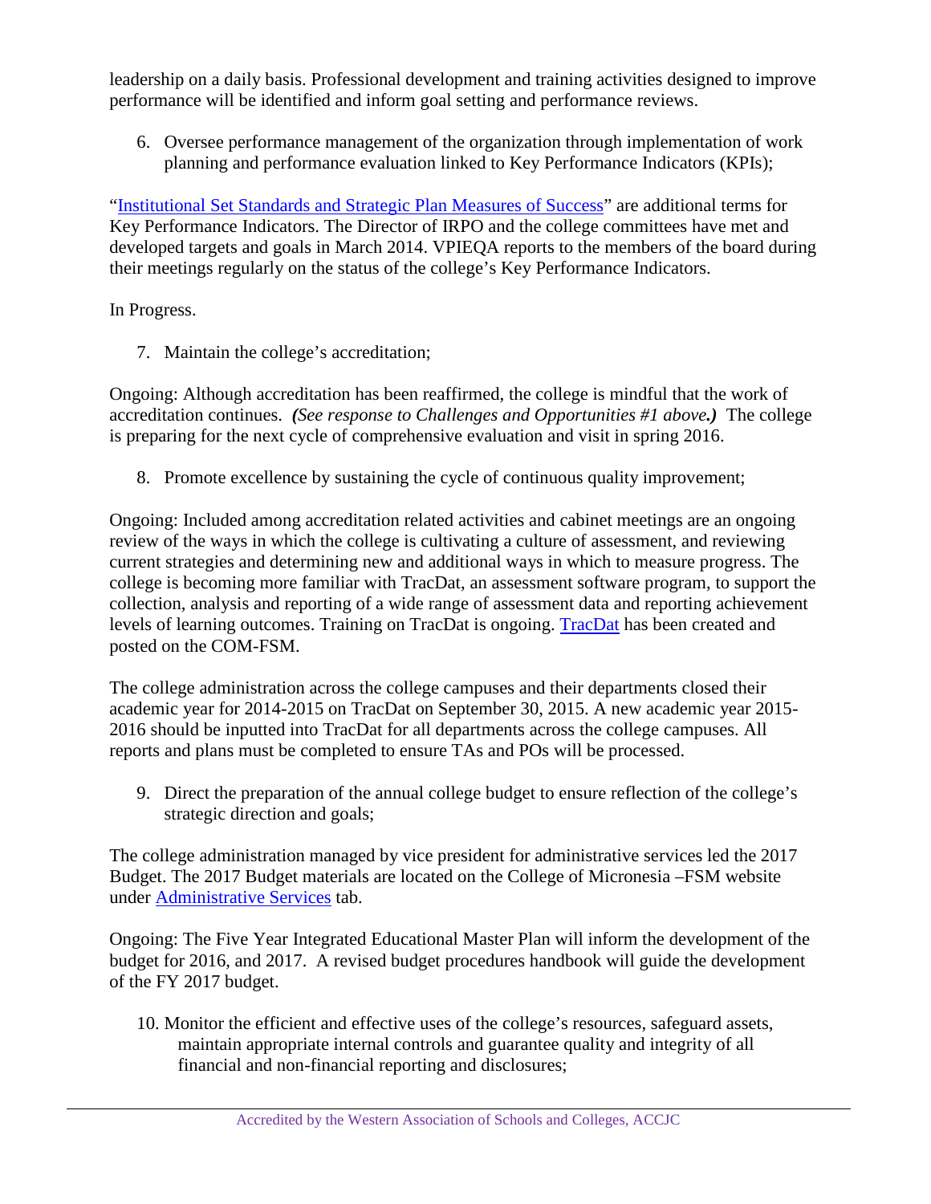leadership on a daily basis. Professional development and training activities designed to improve performance will be identified and inform goal setting and performance reviews.

6. Oversee performance management of the organization through implementation of work planning and performance evaluation linked to Key Performance Indicators (KPIs);

"Institutional Set Standards and Strategic Plan Measures of Success" are additional terms for Key Performance Indicators. The Director of IRPO and the college committees have met and developed targets and goals in March 2014. VPIEQA reports to the members of the board during their meetings regularly on the status of the college's Key Performance Indicators.

In Progress.

7. Maintain the college's accreditation;

Ongoing: Although accreditation has been reaffirmed, the college is mindful that the work of accreditation continues. ***(See response to Challenges and Opportunities #1 above.)*** The college is preparing for the next cycle of comprehensive evaluation and visit in spring 2016.

8. Promote excellence by sustaining the cycle of continuous quality improvement;

Ongoing: Included among accreditation related activities and cabinet meetings are an ongoing review of the ways in which the college is cultivating a culture of assessment, and reviewing current strategies and determining new and additional ways in which to measure progress. The college is becoming more familiar with TracDat, an assessment software program, to support the collection, analysis and reporting of a wide range of assessment data and reporting achievement levels of learning outcomes. Training on TracDat is ongoing. TracDat has been created and posted on the COM-FSM.

The college administration across the college campuses and their departments closed their academic year for 2014-2015 on TracDat on September 30, 2015. A new academic year 2015-2016 should be inputted into TracDat for all departments across the college campuses. All reports and plans must be completed to ensure TAs and POs will be processed.

9. Direct the preparation of the annual college budget to ensure reflection of the college's strategic direction and goals;

The college administration managed by vice president for administrative services led the 2017 Budget. The 2017 Budget materials are located on the College of Micronesia –FSM website under Administrative Services tab.

Ongoing: The Five Year Integrated Educational Master Plan will inform the development of the budget for 2016, and 2017. A revised budget procedures handbook will guide the development of the FY 2017 budget.

10. Monitor the efficient and effective uses of the college's resources, safeguard assets, maintain appropriate internal controls and guarantee quality and integrity of all financial and non-financial reporting and disclosures;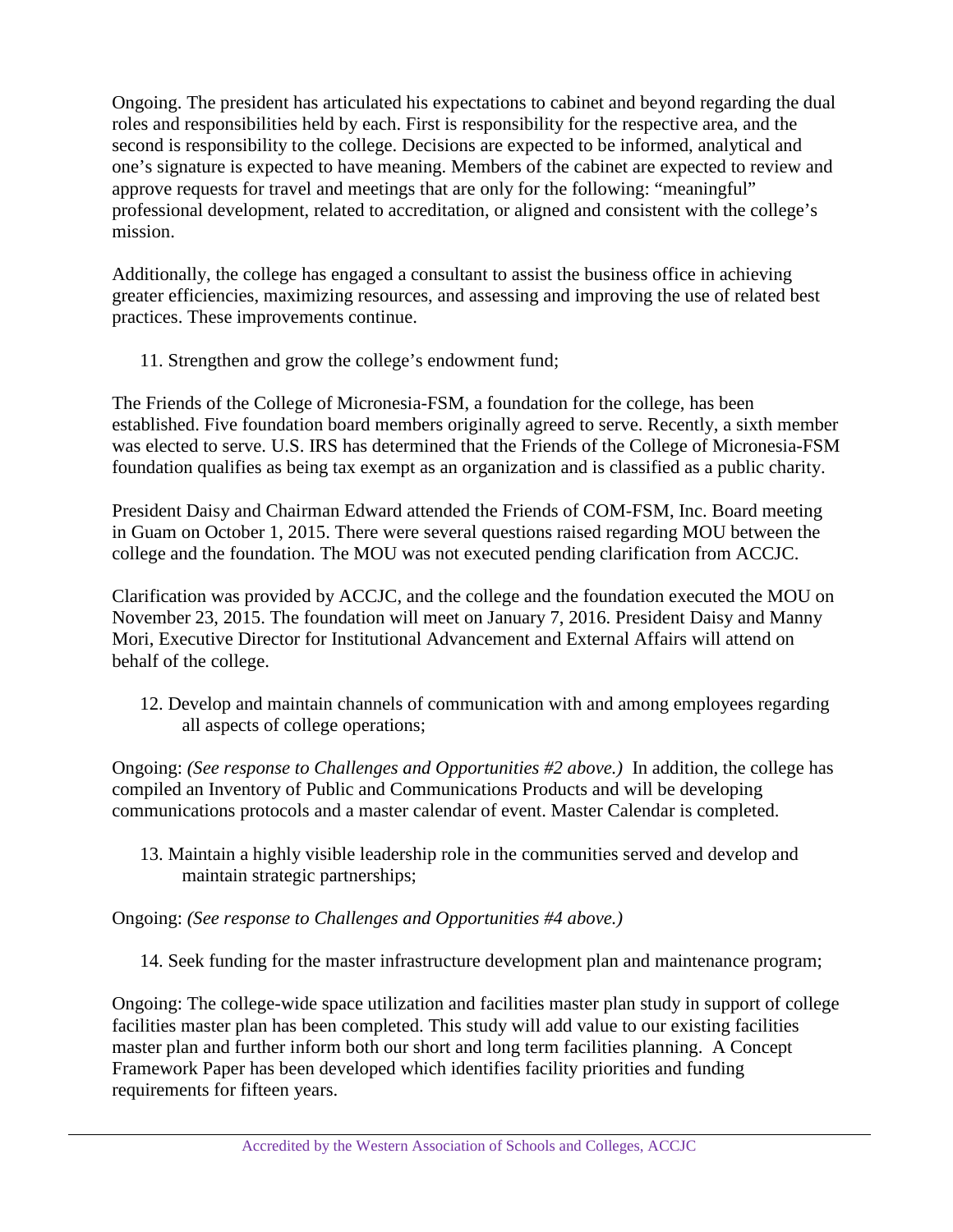Ongoing. The president has articulated his expectations to cabinet and beyond regarding the dual roles and responsibilities held by each. First is responsibility for the respective area, and the second is responsibility to the college. Decisions are expected to be informed, analytical and one's signature is expected to have meaning. Members of the cabinet are expected to review and approve requests for travel and meetings that are only for the following: "meaningful" professional development, related to accreditation, or aligned and consistent with the college's mission.

Additionally, the college has engaged a consultant to assist the business office in achieving greater efficiencies, maximizing resources, and assessing and improving the use of related best practices. These improvements continue.

11. Strengthen and grow the college's endowment fund;

The Friends of the College of Micronesia-FSM, a foundation for the college, has been established. Five foundation board members originally agreed to serve. Recently, a sixth member was elected to serve. U.S. IRS has determined that the Friends of the College of Micronesia-FSM foundation qualifies as being tax exempt as an organization and is classified as a public charity.

President Daisy and Chairman Edward attended the Friends of COM-FSM, Inc. Board meeting in Guam on October 1, 2015. There were several questions raised regarding MOU between the college and the foundation. The MOU was not executed pending clarification from ACCJC.

Clarification was provided by ACCJC, and the college and the foundation executed the MOU on November 23, 2015. The foundation will meet on January 7, 2016. President Daisy and Manny Mori, Executive Director for Institutional Advancement and External Affairs will attend on behalf of the college.

12. Develop and maintain channels of communication with and among employees regarding all aspects of college operations;

Ongoing: *(See response to Challenges and Opportunities #2 above.)* In addition, the college has compiled an Inventory of Public and Communications Products and will be developing communications protocols and a master calendar of event. Master Calendar is completed.

13. Maintain a highly visible leadership role in the communities served and develop and maintain strategic partnerships;

Ongoing: *(See response to Challenges and Opportunities #4 above.)*

14. Seek funding for the master infrastructure development plan and maintenance program;

Ongoing: The college-wide space utilization and facilities master plan study in support of college facilities master plan has been completed. This study will add value to our existing facilities master plan and further inform both our short and long term facilities planning. A Concept Framework Paper has been developed which identifies facility priorities and funding requirements for fifteen years.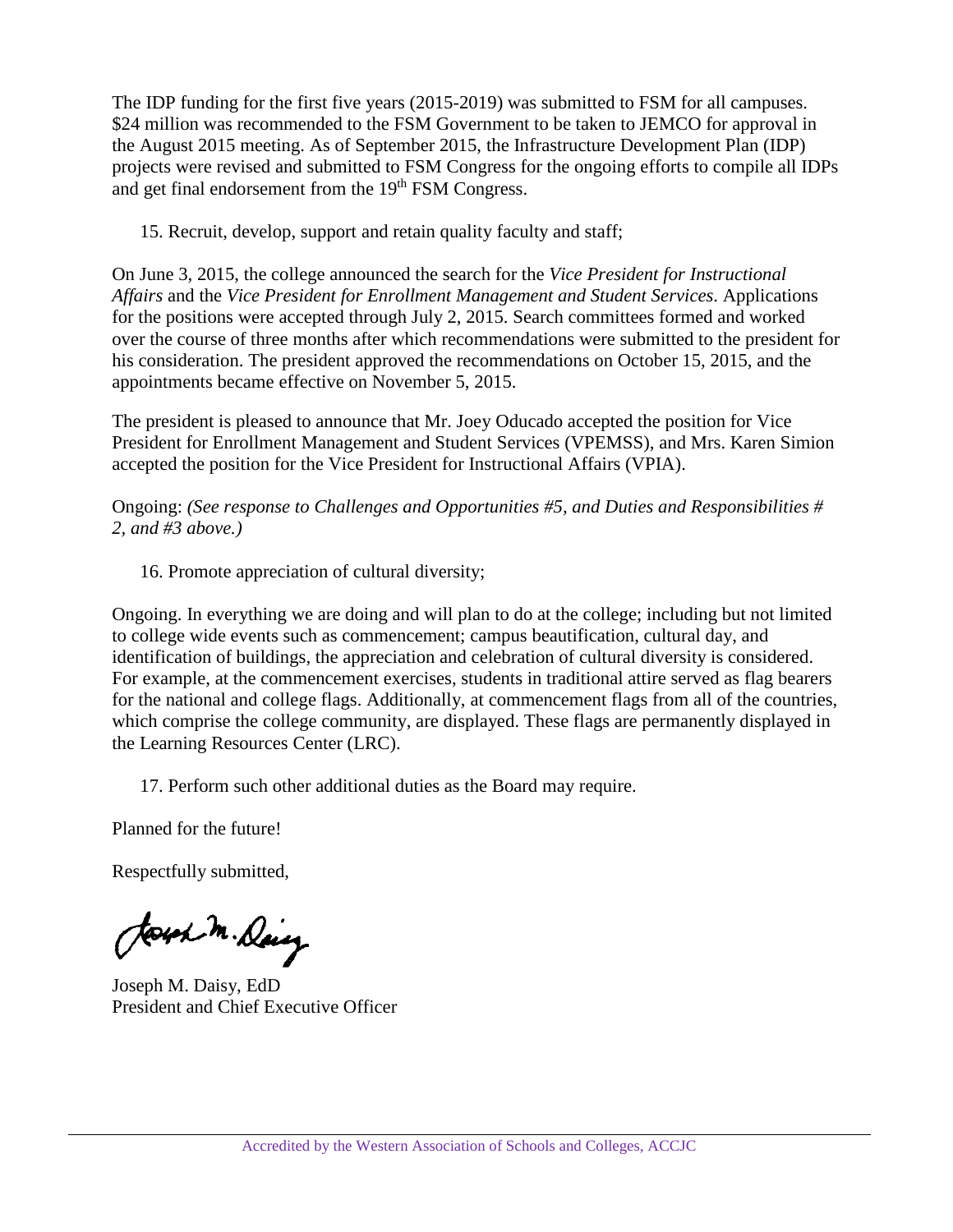The IDP funding for the first five years (2015-2019) was submitted to FSM for all campuses. $24 million was recommended to the FSM Government to be taken to JEMCO for approval in the August 2015 meeting. As of September 2015, the Infrastructure Development Plan (IDP) projects were revised and submitted to FSM Congress for the ongoing efforts to compile all IDPs and get final endorsement from the 19th FSM Congress.

15. Recruit, develop, support and retain quality faculty and staff;

On June 3, 2015, the college announced the search for the *Vice President for Instructional Affairs* and the *Vice President for Enrollment Management and Student Services*. Applications for the positions were accepted through July 2, 2015. Search committees formed and worked over the course of three months after which recommendations were submitted to the president for his consideration. The president approved the recommendations on October 15, 2015, and the appointments became effective on November 5, 2015.

The president is pleased to announce that Mr. Joey Oducado accepted the position for Vice President for Enrollment Management and Student Services (VPEMSS), and Mrs. Karen Simion accepted the position for the Vice President for Instructional Affairs (VPIA).

Ongoing: *(See response to Challenges and Opportunities #5, and Duties and Responsibilities # 2, and #3 above.)*

16. Promote appreciation of cultural diversity;

Ongoing. In everything we are doing and will plan to do at the college; including but not limited to college wide events such as commencement; campus beautification, cultural day, and identification of buildings, the appreciation and celebration of cultural diversity is considered. For example, at the commencement exercises, students in traditional attire served as flag bearers for the national and college flags. Additionally, at commencement flags from all of the countries, which comprise the college community, are displayed. These flags are permanently displayed in the Learning Resources Center (LRC).

17. Perform such other additional duties as the Board may require.

Planned for the future!

Respectfully submitted,

Joseph M. Daisy, EdD
President and Chief Executive Officer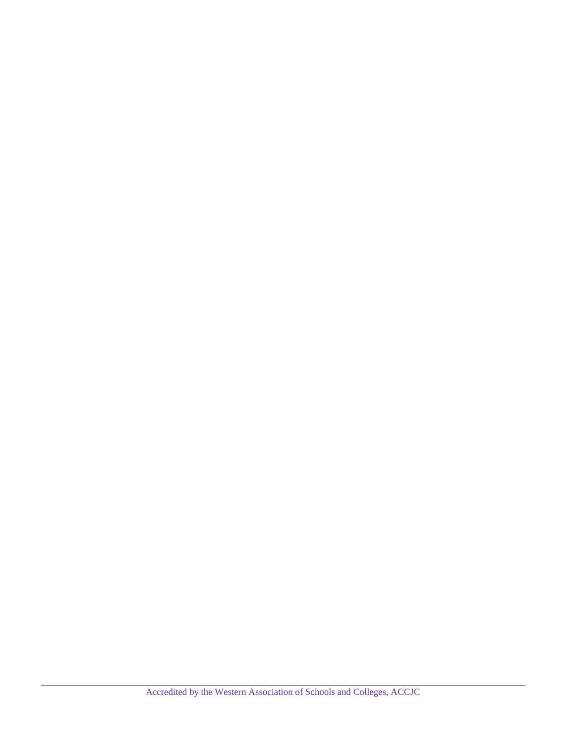Accredited by the Western Association of Schools and Colleges, ACCJC